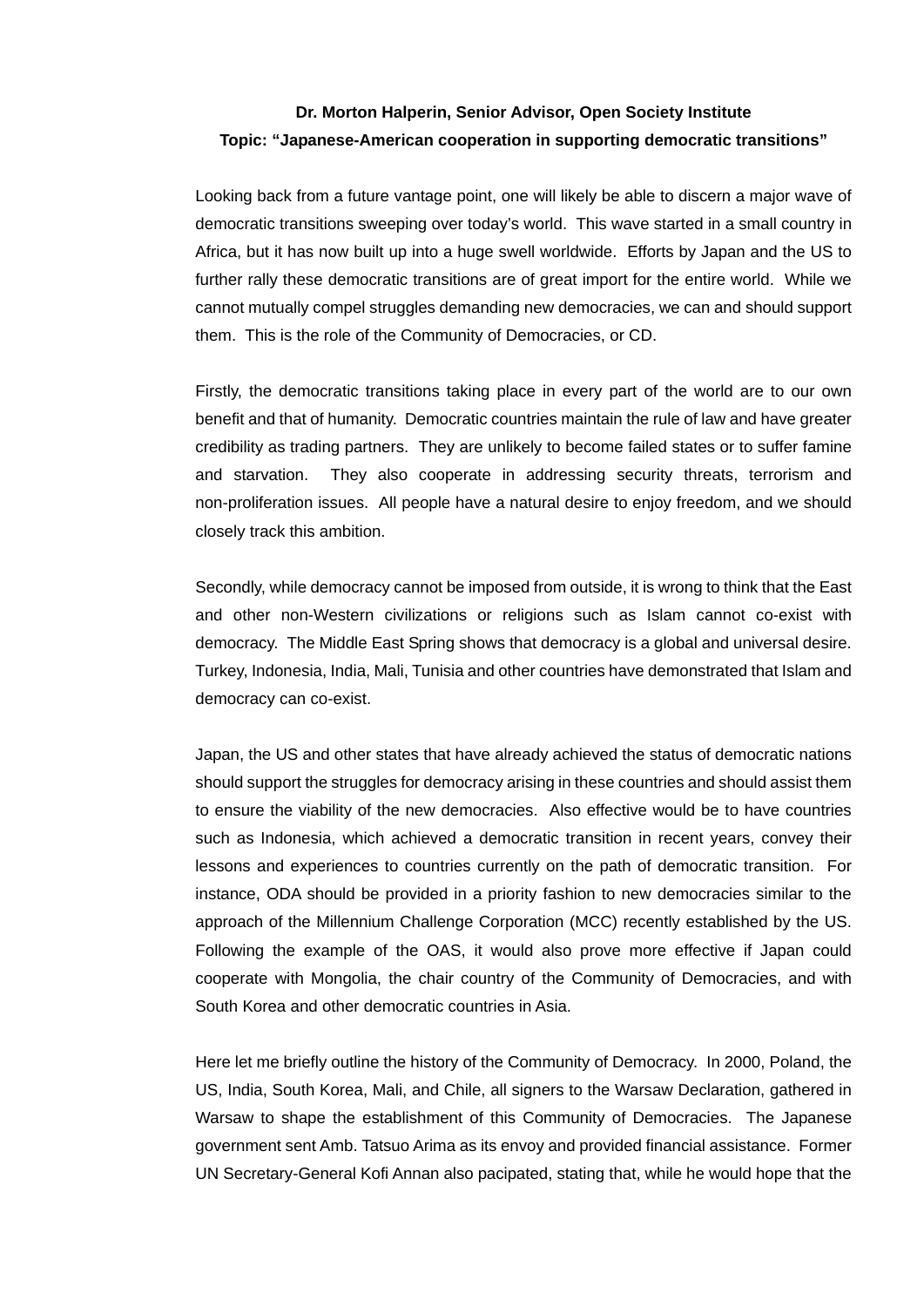**Dr. Morton Halperin, Senior Advisor, Open Society Institute**

**Topic: "Japanese-American cooperation in supporting democratic transitions"**

Looking back from a future vantage point, one will likely be able to discern a major wave of democratic transitions sweeping over today's world. This wave started in a small country in Africa, but it has now built up into a huge swell worldwide. Efforts by Japan and the US to further rally these democratic transitions are of great import for the entire world. While we cannot mutually compel struggles demanding new democracies, we can and should support them. This is the role of the Community of Democracies, or CD.

Firstly, the democratic transitions taking place in every part of the world are to our own benefit and that of humanity. Democratic countries maintain the rule of law and have greater credibility as trading partners. They are unlikely to become failed states or to suffer famine and starvation. They also cooperate in addressing security threats, terrorism and non-proliferation issues. All people have a natural desire to enjoy freedom, and we should closely track this ambition.

Secondly, while democracy cannot be imposed from outside, it is wrong to think that the East and other non-Western civilizations or religions such as Islam cannot co-exist with democracy. The Middle East Spring shows that democracy is a global and universal desire. Turkey, Indonesia, India, Mali, Tunisia and other countries have demonstrated that Islam and democracy can co-exist.

Japan, the US and other states that have already achieved the status of democratic nations should support the struggles for democracy arising in these countries and should assist them to ensure the viability of the new democracies. Also effective would be to have countries such as Indonesia, which achieved a democratic transition in recent years, convey their lessons and experiences to countries currently on the path of democratic transition. For instance, ODA should be provided in a priority fashion to new democracies similar to the approach of the Millennium Challenge Corporation (MCC) recently established by the US. Following the example of the OAS, it would also prove more effective if Japan could cooperate with Mongolia, the chair country of the Community of Democracies, and with South Korea and other democratic countries in Asia.

Here let me briefly outline the history of the Community of Democracy. In 2000, Poland, the US, India, South Korea, Mali, and Chile, all signers to the Warsaw Declaration, gathered in Warsaw to shape the establishment of this Community of Democracies. The Japanese government sent Amb. Tatsuo Arima as its envoy and provided financial assistance. Former UN Secretary-General Kofi Annan also pacipated, stating that, while he would hope that the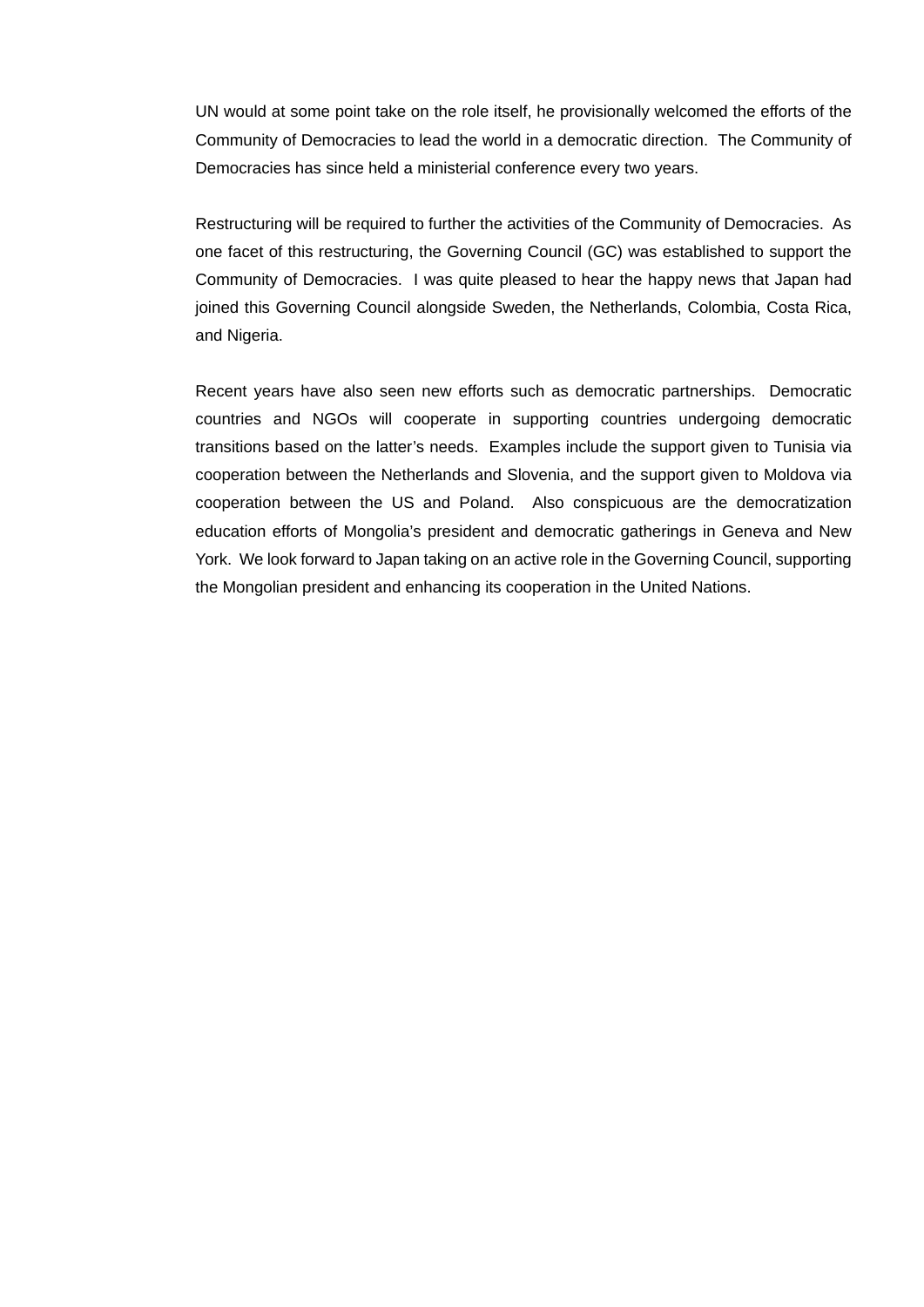UN would at some point take on the role itself, he provisionally welcomed the efforts of the Community of Democracies to lead the world in a democratic direction. The Community of Democracies has since held a ministerial conference every two years.

Restructuring will be required to further the activities of the Community of Democracies. As one facet of this restructuring, the Governing Council (GC) was established to support the Community of Democracies. I was quite pleased to hear the happy news that Japan had joined this Governing Council alongside Sweden, the Netherlands, Colombia, Costa Rica, and Nigeria.

Recent years have also seen new efforts such as democratic partnerships. Democratic countries and NGOs will cooperate in supporting countries undergoing democratic transitions based on the latter's needs. Examples include the support given to Tunisia via cooperation between the Netherlands and Slovenia, and the support given to Moldova via cooperation between the US and Poland. Also conspicuous are the democratization education efforts of Mongolia's president and democratic gatherings in Geneva and New York. We look forward to Japan taking on an active role in the Governing Council, supporting the Mongolian president and enhancing its cooperation in the United Nations.